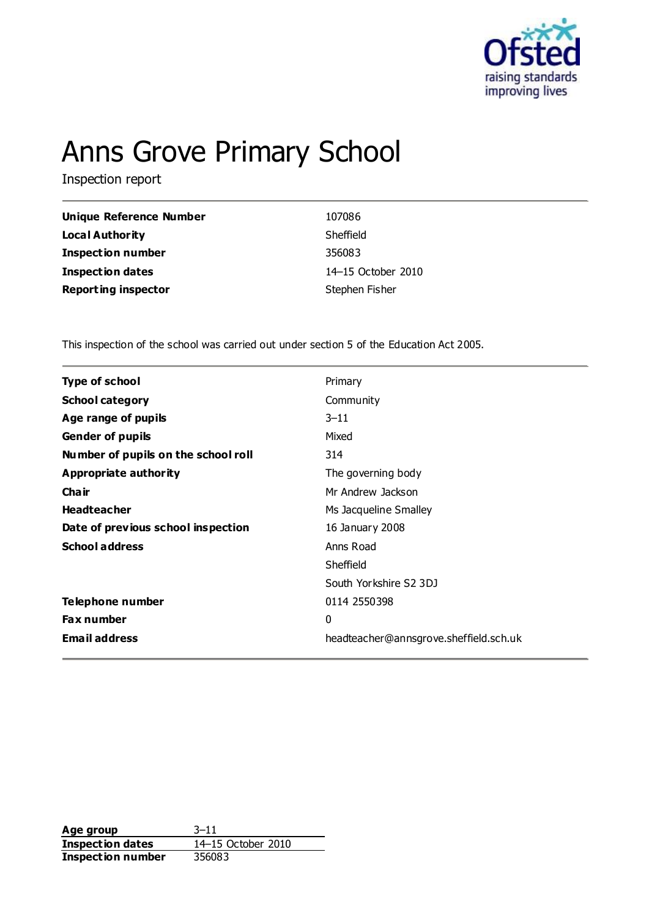# Anns Grove Primary School

Inspection report

| | |
|---|---|
| **Unique Reference Number** | 107086 |
| **Local Authority** | Sheffield |
| **Inspection number** | 356083 |
| **Inspection dates** | 14–15 October 2010 |
| **Reporting inspector** | Stephen Fisher |

This inspection of the school was carried out under section 5 of the Education Act 2005.

| | |
|---|---|
| **Type of school** | Primary |
| **School category** | Community |
| **Age range of pupils** | 3–11 |
| **Gender of pupils** | Mixed |
| **Number of pupils on the school roll** | 314 |
| **Appropriate authority** | The governing body |
| **Chair** | Mr Andrew Jackson |
| **Headteacher** | Ms Jacqueline Smalley |
| **Date of previous school inspection** | 16 January 2008 |
| **School address** | Anns Road<br>Sheffield<br>South Yorkshire S2 3DJ |
| **Telephone number** | 0114 2550398 |
| **Fax number** | 0 |
| **Email address** | headteacher@annsgrove.sheffield.sch.uk |

| | |
|---|---|
| **Age group** | 3–11 |
| **Inspection dates** | 14–15 October 2010 |
| **Inspection number** | 356083 |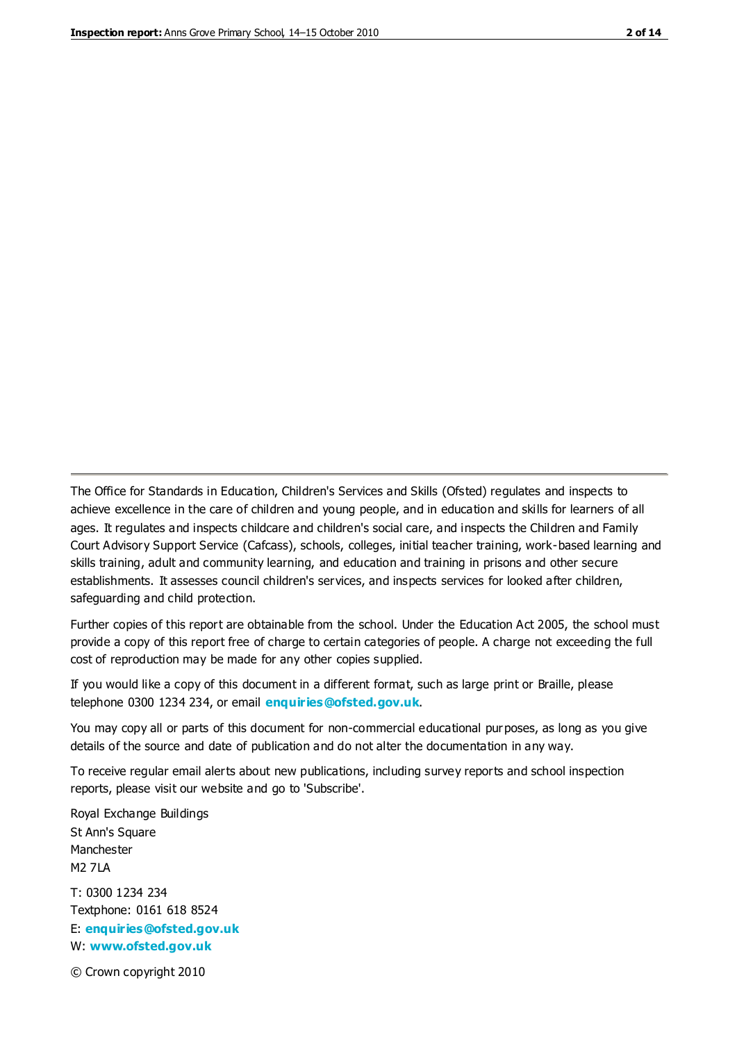The Office for Standards in Education, Children's Services and Skills (Ofsted) regulates and inspects to achieve excellence in the care of children and young people, and in education and skills for learners of all ages. It regulates and inspects childcare and children's social care, and inspects the Children and Family Court Advisory Support Service (Cafcass), schools, colleges, initial teacher training, work-based learning and skills training, adult and community learning, and education and training in prisons and other secure establishments. It assesses council children's services, and inspects services for looked after children, safeguarding and child protection.

Further copies of this report are obtainable from the school. Under the Education Act 2005, the school must provide a copy of this report free of charge to certain categories of people. A charge not exceeding the full cost of reproduction may be made for any other copies supplied.

If you would like a copy of this document in a different format, such as large print or Braille, please telephone 0300 1234 234, or email **enquiries@ofsted.gov.uk**.

You may copy all or parts of this document for non-commercial educational purposes, as long as you give details of the source and date of publication and do not alter the documentation in any way.

To receive regular email alerts about new publications, including survey reports and school inspection reports, please visit our website and go to 'Subscribe'.

Royal Exchange Buildings
St Ann's Square
Manchester
M2 7LA

T: 0300 1234 234
Textphone: 0161 618 8524
E: **enquiries@ofsted.gov.uk**
W: **www.ofsted.gov.uk**

© Crown copyright 2010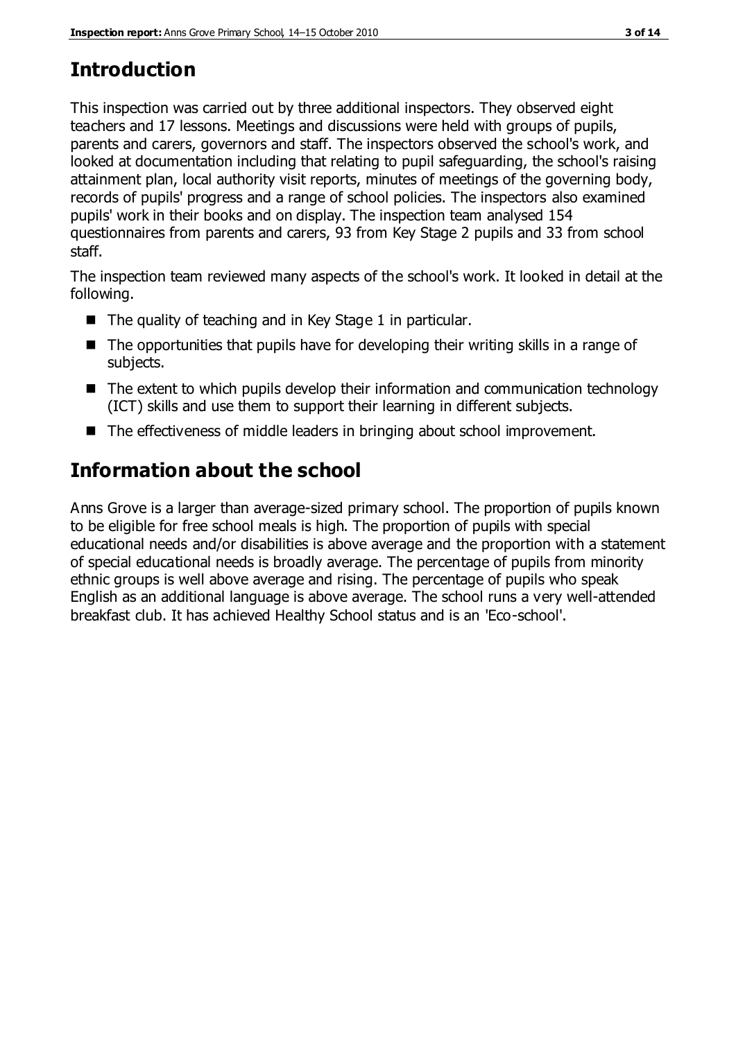## Introduction

This inspection was carried out by three additional inspectors. They observed eight teachers and 17 lessons. Meetings and discussions were held with groups of pupils, parents and carers, governors and staff. The inspectors observed the school's work, and looked at documentation including that relating to pupil safeguarding, the school's raising attainment plan, local authority visit reports, minutes of meetings of the governing body, records of pupils' progress and a range of school policies. The inspectors also examined pupils' work in their books and on display. The inspection team analysed 154 questionnaires from parents and carers, 93 from Key Stage 2 pupils and 33 from school staff.

The inspection team reviewed many aspects of the school's work. It looked in detail at the following.

- The quality of teaching and in Key Stage 1 in particular.
- The opportunities that pupils have for developing their writing skills in a range of subjects.
- The extent to which pupils develop their information and communication technology (ICT) skills and use them to support their learning in different subjects.
- The effectiveness of middle leaders in bringing about school improvement.

## Information about the school

Anns Grove is a larger than average-sized primary school. The proportion of pupils known to be eligible for free school meals is high. The proportion of pupils with special educational needs and/or disabilities is above average and the proportion with a statement of special educational needs is broadly average. The percentage of pupils from minority ethnic groups is well above average and rising. The percentage of pupils who speak English as an additional language is above average. The school runs a very well-attended breakfast club. It has achieved Healthy School status and is an 'Eco-school'.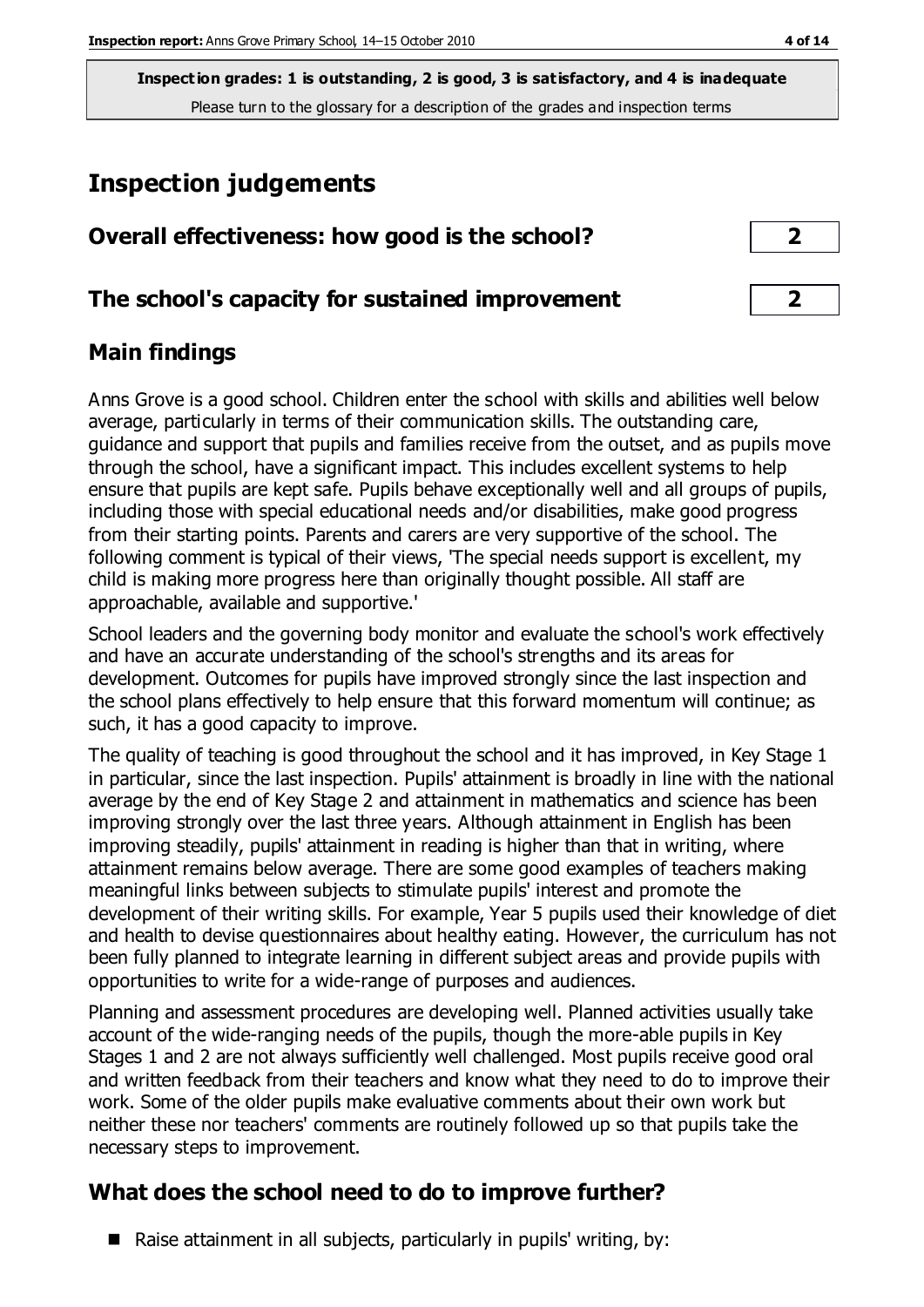**Inspection grades: 1 is outstanding, 2 is good, 3 is satisfactory, and 4 is inadequate**
Please turn to the glossary for a description of the grades and inspection terms

# Inspection judgements

## Overall effectiveness: how good is the school? — 2

## The school's capacity for sustained improvement — 2

## Main findings

Anns Grove is a good school. Children enter the school with skills and abilities well below average, particularly in terms of their communication skills. The outstanding care, guidance and support that pupils and families receive from the outset, and as pupils move through the school, have a significant impact. This includes excellent systems to help ensure that pupils are kept safe. Pupils behave exceptionally well and all groups of pupils, including those with special educational needs and/or disabilities, make good progress from their starting points. Parents and carers are very supportive of the school. The following comment is typical of their views, 'The special needs support is excellent, my child is making more progress here than originally thought possible. All staff are approachable, available and supportive.'

School leaders and the governing body monitor and evaluate the school's work effectively and have an accurate understanding of the school's strengths and its areas for development. Outcomes for pupils have improved strongly since the last inspection and the school plans effectively to help ensure that this forward momentum will continue; as such, it has a good capacity to improve.

The quality of teaching is good throughout the school and it has improved, in Key Stage 1 in particular, since the last inspection. Pupils' attainment is broadly in line with the national average by the end of Key Stage 2 and attainment in mathematics and science has been improving strongly over the last three years. Although attainment in English has been improving steadily, pupils' attainment in reading is higher than that in writing, where attainment remains below average. There are some good examples of teachers making meaningful links between subjects to stimulate pupils' interest and promote the development of their writing skills. For example, Year 5 pupils used their knowledge of diet and health to devise questionnaires about healthy eating. However, the curriculum has not been fully planned to integrate learning in different subject areas and provide pupils with opportunities to write for a wide-range of purposes and audiences.

Planning and assessment procedures are developing well. Planned activities usually take account of the wide-ranging needs of the pupils, though the more-able pupils in Key Stages 1 and 2 are not always sufficiently well challenged. Most pupils receive good oral and written feedback from their teachers and know what they need to do to improve their work. Some of the older pupils make evaluative comments about their own work but neither these nor teachers' comments are routinely followed up so that pupils take the necessary steps to improvement.

## What does the school need to do to improve further?

- Raise attainment in all subjects, particularly in pupils' writing, by: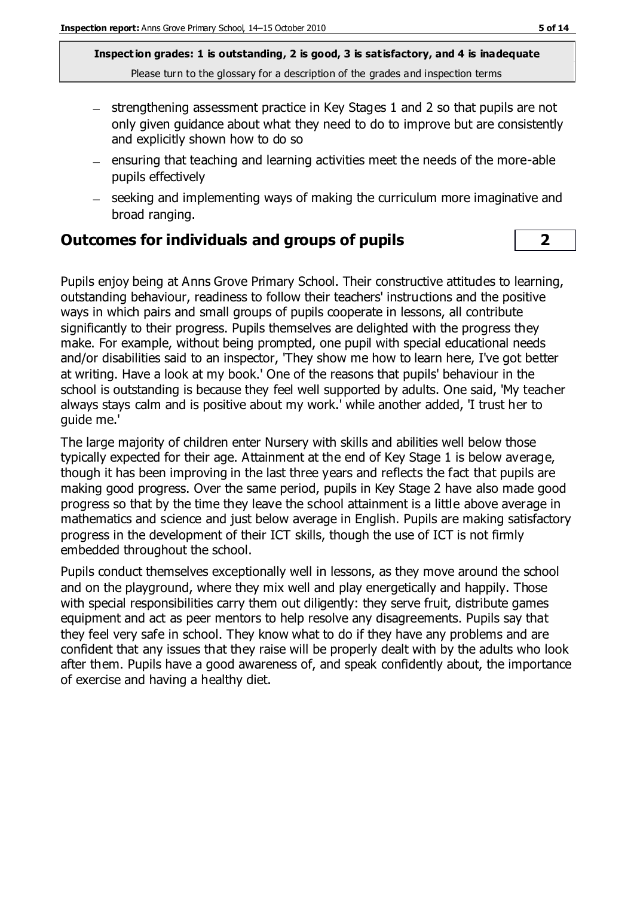- strengthening assessment practice in Key Stages 1 and 2 so that pupils are not only given guidance about what they need to do to improve but are consistently and explicitly shown how to do so
- ensuring that teaching and learning activities meet the needs of the more-able pupils effectively
- seeking and implementing ways of making the curriculum more imaginative and broad ranging.

## Outcomes for individuals and groups of pupils — 2

Pupils enjoy being at Anns Grove Primary School. Their constructive attitudes to learning, outstanding behaviour, readiness to follow their teachers' instructions and the positive ways in which pairs and small groups of pupils cooperate in lessons, all contribute significantly to their progress. Pupils themselves are delighted with the progress they make. For example, without being prompted, one pupil with special educational needs and/or disabilities said to an inspector, 'They show me how to learn here, I've got better at writing. Have a look at my book.' One of the reasons that pupils' behaviour in the school is outstanding is because they feel well supported by adults. One said, 'My teacher always stays calm and is positive about my work.' while another added, 'I trust her to guide me.'

The large majority of children enter Nursery with skills and abilities well below those typically expected for their age. Attainment at the end of Key Stage 1 is below average, though it has been improving in the last three years and reflects the fact that pupils are making good progress. Over the same period, pupils in Key Stage 2 have also made good progress so that by the time they leave the school attainment is a little above average in mathematics and science and just below average in English. Pupils are making satisfactory progress in the development of their ICT skills, though the use of ICT is not firmly embedded throughout the school.

Pupils conduct themselves exceptionally well in lessons, as they move around the school and on the playground, where they mix well and play energetically and happily. Those with special responsibilities carry them out diligently: they serve fruit, distribute games equipment and act as peer mentors to help resolve any disagreements. Pupils say that they feel very safe in school. They know what to do if they have any problems and are confident that any issues that they raise will be properly dealt with by the adults who look after them. Pupils have a good awareness of, and speak confidently about, the importance of exercise and having a healthy diet.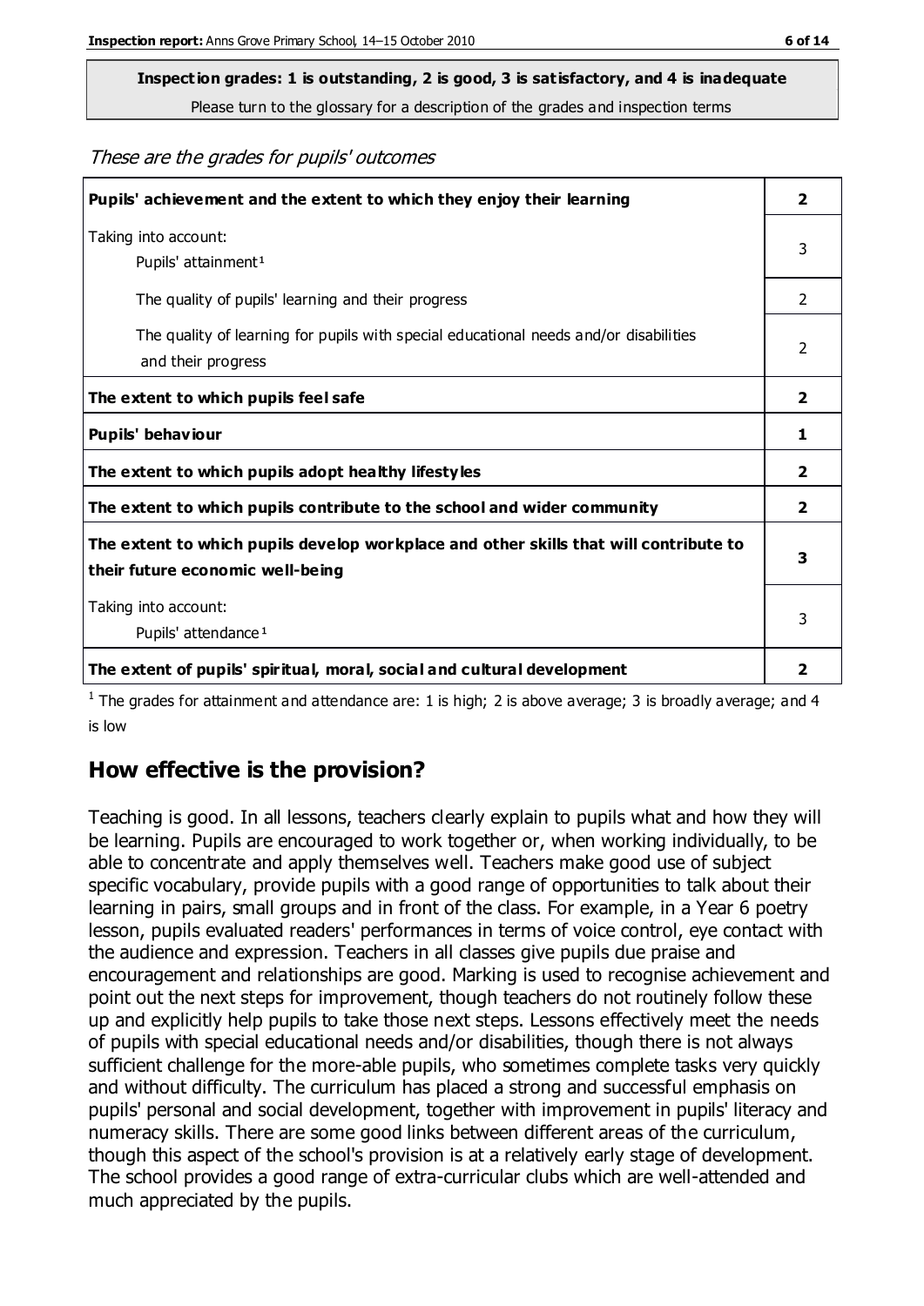**Inspection grades: 1 is outstanding, 2 is good, 3 is satisfactory, and 4 is inadequate**
Please turn to the glossary for a description of the grades and inspection terms

*These are the grades for pupils' outcomes*

| | |
|---|---|
| **Pupils' achievement and the extent to which they enjoy their learning** | **2** |
| Taking into account: Pupils' attainment[1] | 3 |
| The quality of pupils' learning and their progress | 2 |
| The quality of learning for pupils with special educational needs and/or disabilities and their progress | 2 |
| **The extent to which pupils feel safe** | **2** |
| **Pupils' behaviour** | **1** |
| **The extent to which pupils adopt healthy lifestyles** | **2** |
| **The extent to which pupils contribute to the school and wider community** | **2** |
| **The extent to which pupils develop workplace and other skills that will contribute to their future economic well-being** | **3** |
| Taking into account: Pupils' attendance[1] | 3 |
| **The extent of pupils' spiritual, moral, social and cultural development** | **2** |

[1] The grades for attainment and attendance are: 1 is high; 2 is above average; 3 is broadly average; and 4 is low

## How effective is the provision?

Teaching is good. In all lessons, teachers clearly explain to pupils what and how they will be learning. Pupils are encouraged to work together or, when working individually, to be able to concentrate and apply themselves well. Teachers make good use of subject specific vocabulary, provide pupils with a good range of opportunities to talk about their learning in pairs, small groups and in front of the class. For example, in a Year 6 poetry lesson, pupils evaluated readers' performances in terms of voice control, eye contact with the audience and expression. Teachers in all classes give pupils due praise and encouragement and relationships are good. Marking is used to recognise achievement and point out the next steps for improvement, though teachers do not routinely follow these up and explicitly help pupils to take those next steps. Lessons effectively meet the needs of pupils with special educational needs and/or disabilities, though there is not always sufficient challenge for the more-able pupils, who sometimes complete tasks very quickly and without difficulty. The curriculum has placed a strong and successful emphasis on pupils' personal and social development, together with improvement in pupils' literacy and numeracy skills. There are some good links between different areas of the curriculum, though this aspect of the school's provision is at a relatively early stage of development. The school provides a good range of extra-curricular clubs which are well-attended and much appreciated by the pupils.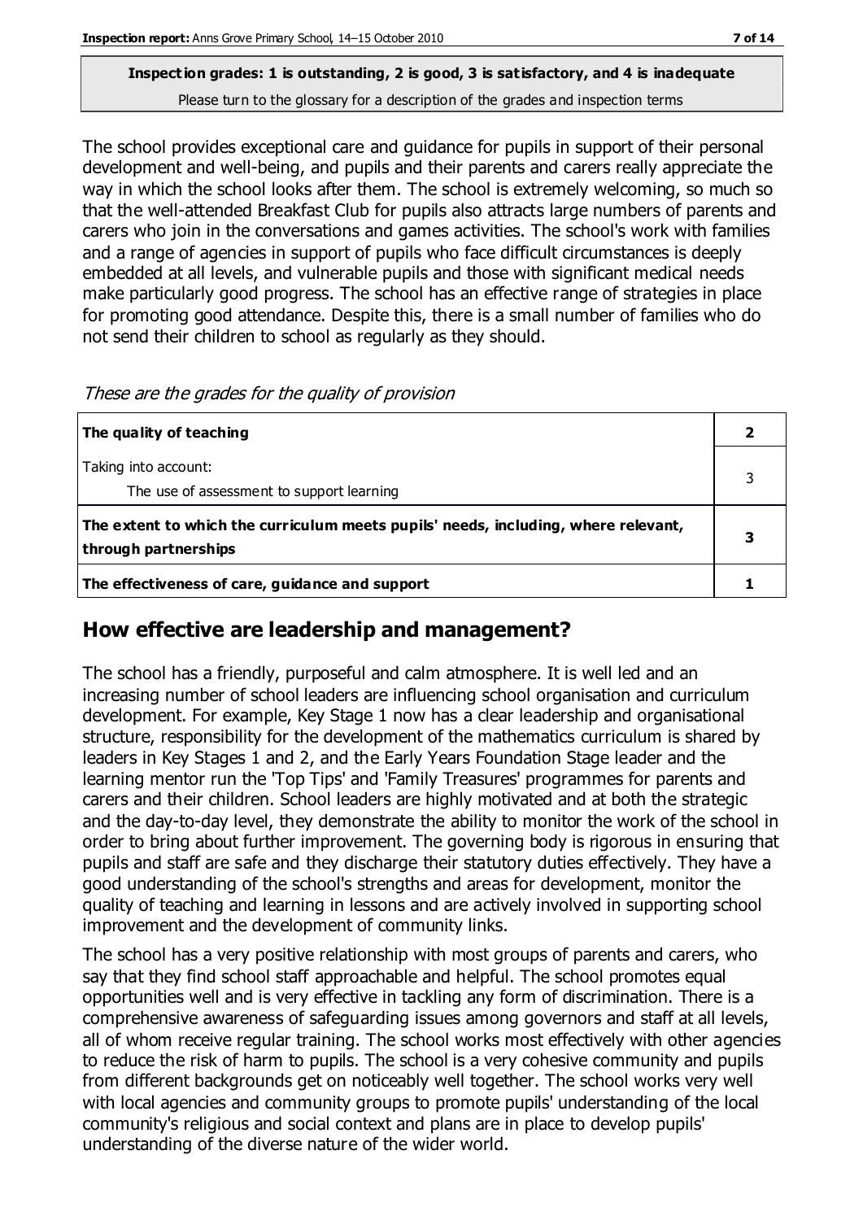**Inspection grades: 1 is outstanding, 2 is good, 3 is satisfactory, and 4 is inadequate**
Please turn to the glossary for a description of the grades and inspection terms

The school provides exceptional care and guidance for pupils in support of their personal development and well-being, and pupils and their parents and carers really appreciate the way in which the school looks after them. The school is extremely welcoming, so much so that the well-attended Breakfast Club for pupils also attracts large numbers of parents and carers who join in the conversations and games activities. The school's work with families and a range of agencies in support of pupils who face difficult circumstances is deeply embedded at all levels, and vulnerable pupils and those with significant medical needs make particularly good progress. The school has an effective range of strategies in place for promoting good attendance. Despite this, there is a small number of families who do not send their children to school as regularly as they should.

*These are the grades for the quality of provision*

| | |
|---|---|
| **The quality of teaching** | **2** |
| Taking into account:<br>The use of assessment to support learning | 3 |
| **The extent to which the curriculum meets pupils' needs, including, where relevant, through partnerships** | **3** |
| **The effectiveness of care, guidance and support** | **1** |

## How effective are leadership and management?

The school has a friendly, purposeful and calm atmosphere. It is well led and an increasing number of school leaders are influencing school organisation and curriculum development. For example, Key Stage 1 now has a clear leadership and organisational structure, responsibility for the development of the mathematics curriculum is shared by leaders in Key Stages 1 and 2, and the Early Years Foundation Stage leader and the learning mentor run the 'Top Tips' and 'Family Treasures' programmes for parents and carers and their children. School leaders are highly motivated and at both the strategic and the day-to-day level, they demonstrate the ability to monitor the work of the school in order to bring about further improvement. The governing body is rigorous in ensuring that pupils and staff are safe and they discharge their statutory duties effectively. They have a good understanding of the school's strengths and areas for development, monitor the quality of teaching and learning in lessons and are actively involved in supporting school improvement and the development of community links.

The school has a very positive relationship with most groups of parents and carers, who say that they find school staff approachable and helpful. The school promotes equal opportunities well and is very effective in tackling any form of discrimination. There is a comprehensive awareness of safeguarding issues among governors and staff at all levels, all of whom receive regular training. The school works most effectively with other agencies to reduce the risk of harm to pupils. The school is a very cohesive community and pupils from different backgrounds get on noticeably well together. The school works very well with local agencies and community groups to promote pupils' understanding of the local community's religious and social context and plans are in place to develop pupils' understanding of the diverse nature of the wider world.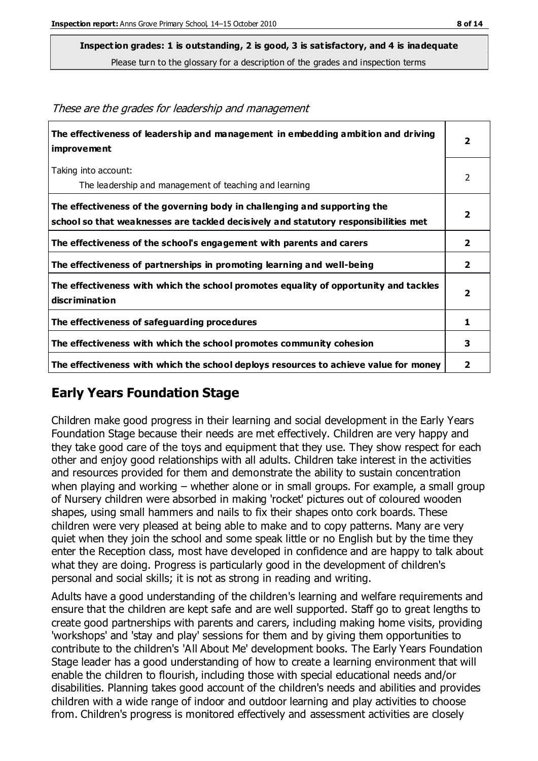**Inspection grades: 1 is outstanding, 2 is good, 3 is satisfactory, and 4 is inadequate**

Please turn to the glossary for a description of the grades and inspection terms

*These are the grades for leadership and management*

| | |
|---|---|
| **The effectiveness of leadership and management in embedding ambition and driving improvement** | **2** |
| Taking into account: The leadership and management of teaching and learning | 2 |
| **The effectiveness of the governing body in challenging and supporting the school so that weaknesses are tackled decisively and statutory responsibilities met** | **2** |
| **The effectiveness of the school's engagement with parents and carers** | **2** |
| **The effectiveness of partnerships in promoting learning and well-being** | **2** |
| **The effectiveness with which the school promotes equality of opportunity and tackles discrimination** | **2** |
| **The effectiveness of safeguarding procedures** | **1** |
| **The effectiveness with which the school promotes community cohesion** | **3** |
| **The effectiveness with which the school deploys resources to achieve value for money** | **2** |

## Early Years Foundation Stage

Children make good progress in their learning and social development in the Early Years Foundation Stage because their needs are met effectively. Children are very happy and they take good care of the toys and equipment that they use. They show respect for each other and enjoy good relationships with all adults. Children take interest in the activities and resources provided for them and demonstrate the ability to sustain concentration when playing and working – whether alone or in small groups. For example, a small group of Nursery children were absorbed in making 'rocket' pictures out of coloured wooden shapes, using small hammers and nails to fix their shapes onto cork boards. These children were very pleased at being able to make and to copy patterns. Many are very quiet when they join the school and some speak little or no English but by the time they enter the Reception class, most have developed in confidence and are happy to talk about what they are doing. Progress is particularly good in the development of children's personal and social skills; it is not as strong in reading and writing.

Adults have a good understanding of the children's learning and welfare requirements and ensure that the children are kept safe and are well supported. Staff go to great lengths to create good partnerships with parents and carers, including making home visits, providing 'workshops' and 'stay and play' sessions for them and by giving them opportunities to contribute to the children's 'All About Me' development books. The Early Years Foundation Stage leader has a good understanding of how to create a learning environment that will enable the children to flourish, including those with special educational needs and/or disabilities. Planning takes good account of the children's needs and abilities and provides children with a wide range of indoor and outdoor learning and play activities to choose from. Children's progress is monitored effectively and assessment activities are closely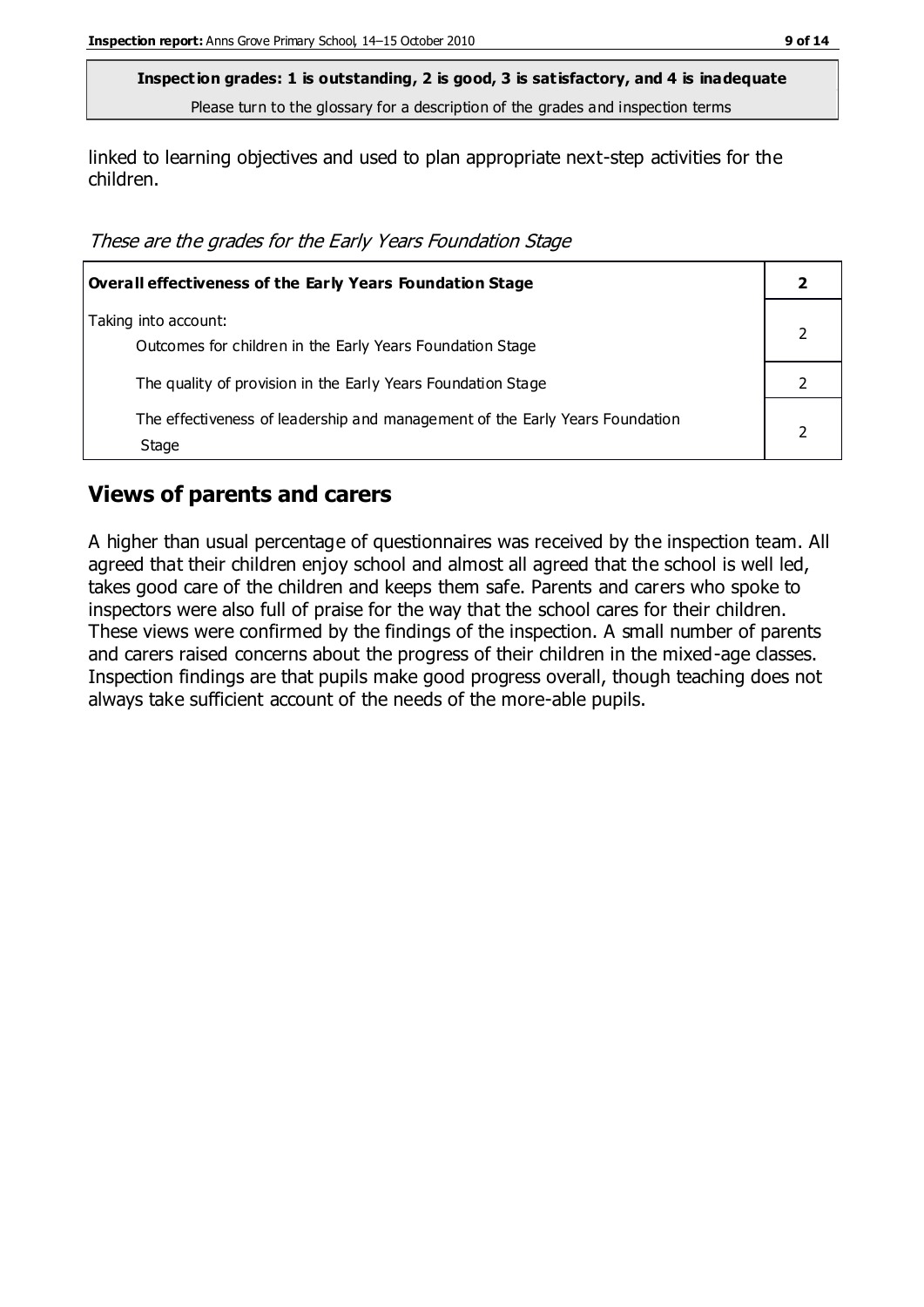**Inspection grades: 1 is outstanding, 2 is good, 3 is satisfactory, and 4 is inadequate**

Please turn to the glossary for a description of the grades and inspection terms

linked to learning objectives and used to plan appropriate next-step activities for the children.

*These are the grades for the Early Years Foundation Stage*

| **Overall effectiveness of the Early Years Foundation Stage** | **2** |
|---|---|
| Taking into account:<br>Outcomes for children in the Early Years Foundation Stage | 2 |
| The quality of provision in the Early Years Foundation Stage | 2 |
| The effectiveness of leadership and management of the Early Years Foundation Stage | 2 |

## Views of parents and carers

A higher than usual percentage of questionnaires was received by the inspection team. All agreed that their children enjoy school and almost all agreed that the school is well led, takes good care of the children and keeps them safe. Parents and carers who spoke to inspectors were also full of praise for the way that the school cares for their children. These views were confirmed by the findings of the inspection. A small number of parents and carers raised concerns about the progress of their children in the mixed-age classes. Inspection findings are that pupils make good progress overall, though teaching does not always take sufficient account of the needs of the more-able pupils.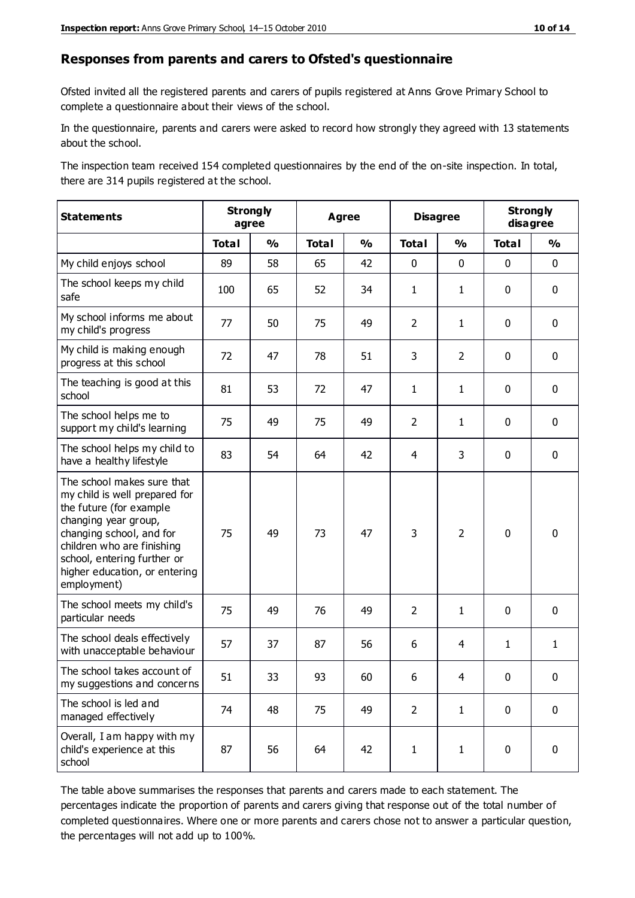## Responses from parents and carers to Ofsted's questionnaire

Ofsted invited all the registered parents and carers of pupils registered at Anns Grove Primary School to complete a questionnaire about their views of the school.

In the questionnaire, parents and carers were asked to record how strongly they agreed with 13 statements about the school.

The inspection team received 154 completed questionnaires by the end of the on-site inspection. In total, there are 314 pupils registered at the school.

| Statements | Strongly agree | | Agree | | Disagree | | Strongly disagree | |
|---|---|---|---|---|---|---|---|---|
| | Total | % | Total | % | Total | % | Total | % |
| My child enjoys school | 89 | 58 | 65 | 42 | 0 | 0 | 0 | 0 |
| The school keeps my child safe | 100 | 65 | 52 | 34 | 1 | 1 | 0 | 0 |
| My school informs me about my child's progress | 77 | 50 | 75 | 49 | 2 | 1 | 0 | 0 |
| My child is making enough progress at this school | 72 | 47 | 78 | 51 | 3 | 2 | 0 | 0 |
| The teaching is good at this school | 81 | 53 | 72 | 47 | 1 | 1 | 0 | 0 |
| The school helps me to support my child's learning | 75 | 49 | 75 | 49 | 2 | 1 | 0 | 0 |
| The school helps my child to have a healthy lifestyle | 83 | 54 | 64 | 42 | 4 | 3 | 0 | 0 |
| The school makes sure that my child is well prepared for the future (for example changing year group, changing school, and for children who are finishing school, entering further or higher education, or entering employment) | 75 | 49 | 73 | 47 | 3 | 2 | 0 | 0 |
| The school meets my child's particular needs | 75 | 49 | 76 | 49 | 2 | 1 | 0 | 0 |
| The school deals effectively with unacceptable behaviour | 57 | 37 | 87 | 56 | 6 | 4 | 1 | 1 |
| The school takes account of my suggestions and concerns | 51 | 33 | 93 | 60 | 6 | 4 | 0 | 0 |
| The school is led and managed effectively | 74 | 48 | 75 | 49 | 2 | 1 | 0 | 0 |
| Overall, I am happy with my child's experience at this school | 87 | 56 | 64 | 42 | 1 | 1 | 0 | 0 |

The table above summarises the responses that parents and carers made to each statement. The percentages indicate the proportion of parents and carers giving that response out of the total number of completed questionnaires. Where one or more parents and carers chose not to answer a particular question, the percentages will not add up to 100%.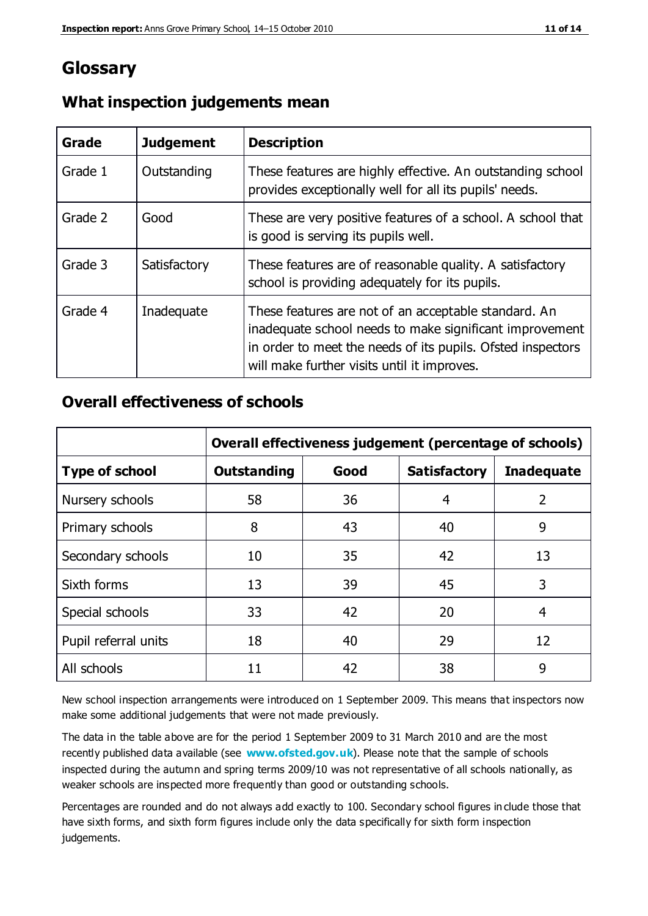# Glossary

## What inspection judgements mean

| Grade | Judgement | Description |
| --- | --- | --- |
| Grade 1 | Outstanding | These features are highly effective. An outstanding school provides exceptionally well for all its pupils' needs. |
| Grade 2 | Good | These are very positive features of a school. A school that is good is serving its pupils well. |
| Grade 3 | Satisfactory | These features are of reasonable quality. A satisfactory school is providing adequately for its pupils. |
| Grade 4 | Inadequate | These features are not of an acceptable standard. An inadequate school needs to make significant improvement in order to meet the needs of its pupils. Ofsted inspectors will make further visits until it improves. |

## Overall effectiveness of schools

| | Overall effectiveness judgement (percentage of schools) | | | |
| --- | --- | --- | --- | --- |
| **Type of school** | **Outstanding** | **Good** | **Satisfactory** | **Inadequate** |
| Nursery schools | 58 | 36 | 4 | 2 |
| Primary schools | 8 | 43 | 40 | 9 |
| Secondary schools | 10 | 35 | 42 | 13 |
| Sixth forms | 13 | 39 | 45 | 3 |
| Special schools | 33 | 42 | 20 | 4 |
| Pupil referral units | 18 | 40 | 29 | 12 |
| All schools | 11 | 42 | 38 | 9 |

New school inspection arrangements were introduced on 1 September 2009. This means that inspectors now make some additional judgements that were not made previously.

The data in the table above are for the period 1 September 2009 to 31 March 2010 and are the most recently published data available (see **www.ofsted.gov.uk**). Please note that the sample of schools inspected during the autumn and spring terms 2009/10 was not representative of all schools nationally, as weaker schools are inspected more frequently than good or outstanding schools.

Percentages are rounded and do not always add exactly to 100. Secondary school figures include those that have sixth forms, and sixth form figures include only the data specifically for sixth form inspection judgements.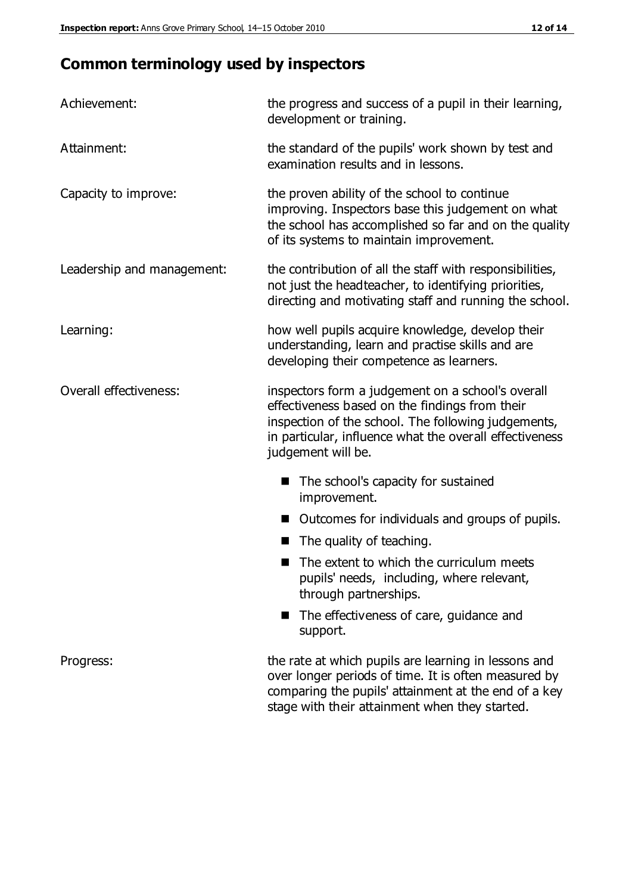## Common terminology used by inspectors

| | |
|---|---|
| Achievement: | the progress and success of a pupil in their learning, development or training. |
| Attainment: | the standard of the pupils' work shown by test and examination results and in lessons. |
| Capacity to improve: | the proven ability of the school to continue improving. Inspectors base this judgement on what the school has accomplished so far and on the quality of its systems to maintain improvement. |
| Leadership and management: | the contribution of all the staff with responsibilities, not just the headteacher, to identifying priorities, directing and motivating staff and running the school. |
| Learning: | how well pupils acquire knowledge, develop their understanding, learn and practise skills and are developing their competence as learners. |
| Overall effectiveness: | inspectors form a judgement on a school's overall effectiveness based on the findings from their inspection of the school. The following judgements, in particular, influence what the overall effectiveness judgement will be.<br>■ The school's capacity for sustained improvement.<br>■ Outcomes for individuals and groups of pupils.<br>■ The quality of teaching.<br>■ The extent to which the curriculum meets pupils' needs, including, where relevant, through partnerships.<br>■ The effectiveness of care, guidance and support. |
| Progress: | the rate at which pupils are learning in lessons and over longer periods of time. It is often measured by comparing the pupils' attainment at the end of a key stage with their attainment when they started. |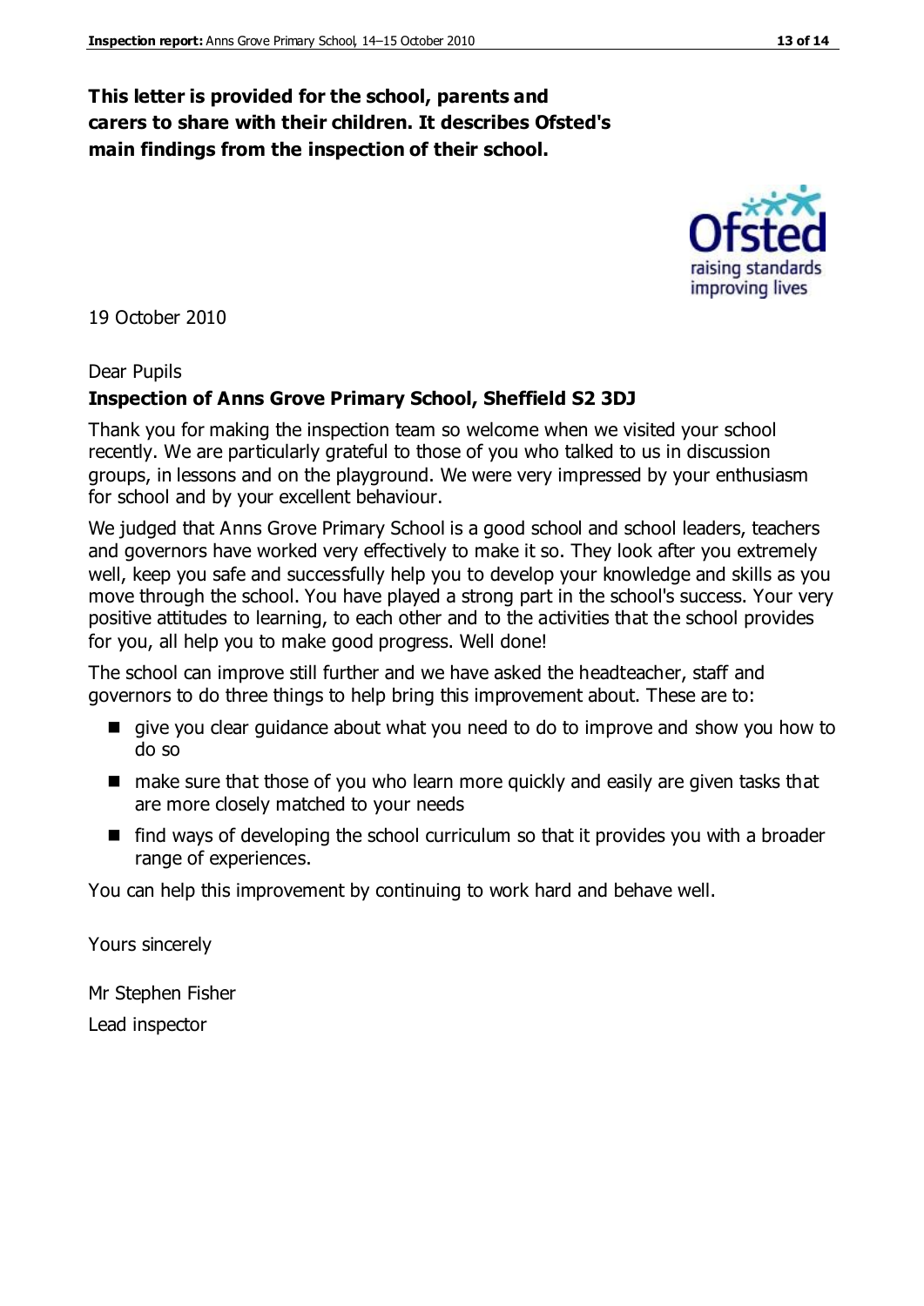**This letter is provided for the school, parents and carers to share with their children. It describes Ofsted's main findings from the inspection of their school.**

19 October 2010

Dear Pupils

**Inspection of Anns Grove Primary School, Sheffield S2 3DJ**

Thank you for making the inspection team so welcome when we visited your school recently. We are particularly grateful to those of you who talked to us in discussion groups, in lessons and on the playground. We were very impressed by your enthusiasm for school and by your excellent behaviour.

We judged that Anns Grove Primary School is a good school and school leaders, teachers and governors have worked very effectively to make it so. They look after you extremely well, keep you safe and successfully help you to develop your knowledge and skills as you move through the school. You have played a strong part in the school's success. Your very positive attitudes to learning, to each other and to the activities that the school provides for you, all help you to make good progress. Well done!

The school can improve still further and we have asked the headteacher, staff and governors to do three things to help bring this improvement about. These are to:

- give you clear guidance about what you need to do to improve and show you how to do so
- make sure that those of you who learn more quickly and easily are given tasks that are more closely matched to your needs
- find ways of developing the school curriculum so that it provides you with a broader range of experiences.

You can help this improvement by continuing to work hard and behave well.

Yours sincerely

Mr Stephen Fisher

Lead inspector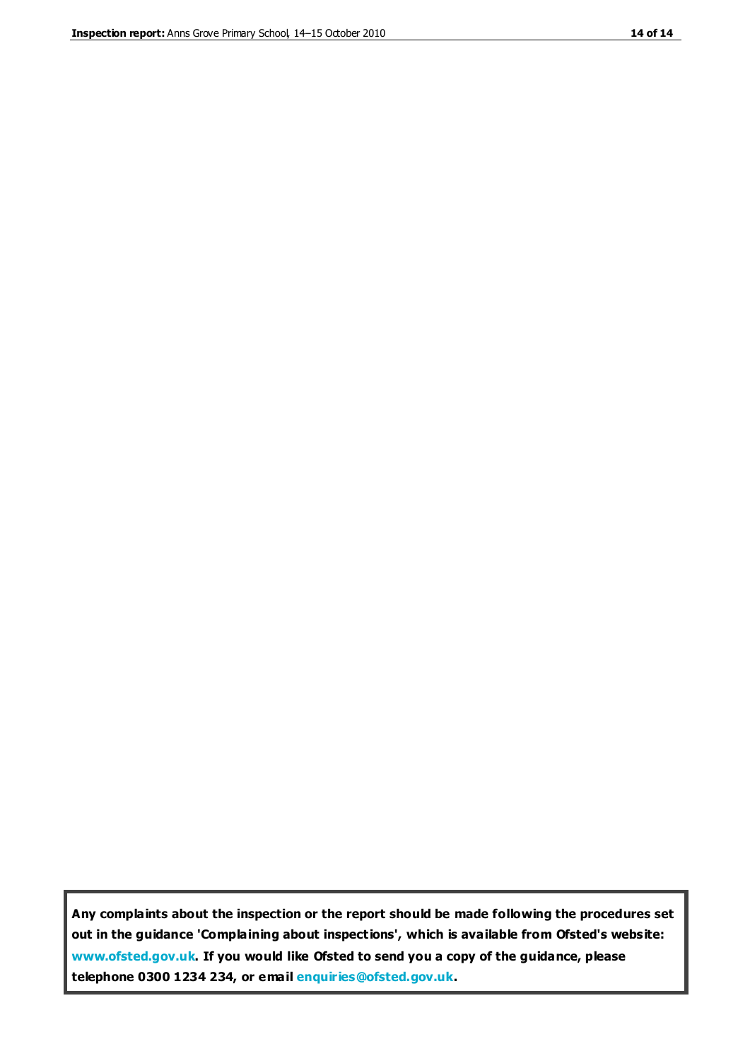**Any complaints about the inspection or the report should be made following the procedures set out in the guidance 'Complaining about inspections', which is available from Ofsted's website: www.ofsted.gov.uk. If you would like Ofsted to send you a copy of the guidance, please telephone 0300 1234 234, or email enquiries@ofsted.gov.uk.**